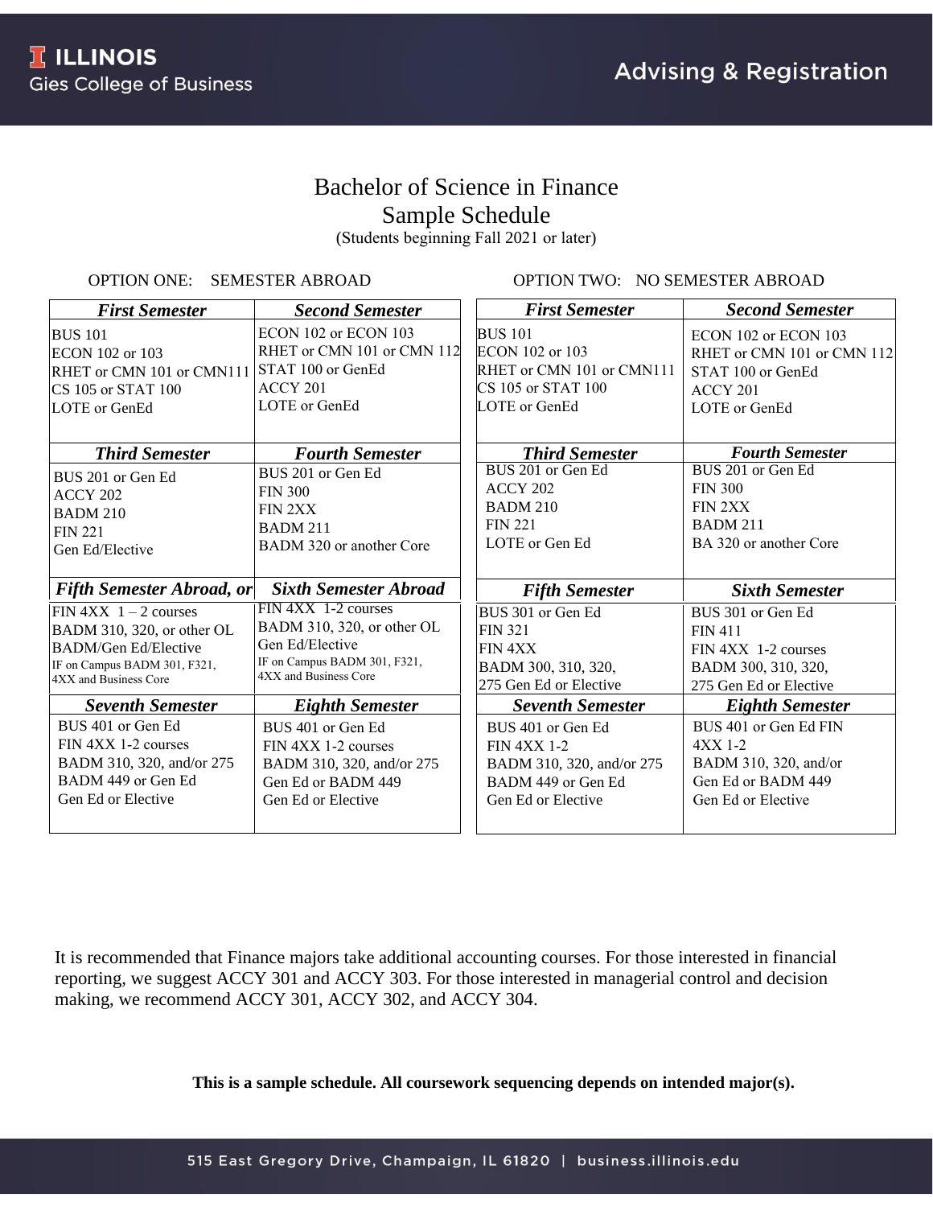# Bachelor of Science in Finance
## Sample Schedule
(Students beginning Fall 2021 or later)

### OPTION ONE: SEMESTER ABROAD

| *First Semester* | *Second Semester* |
|---|---|
| BUS 101<br>ECON 102 or 103<br>RHET or CMN 101 or CMN111<br>CS 105 or STAT 100<br>LOTE or GenEd | ECON 102 or ECON 103<br>RHET or CMN 101 or CMN 112<br>STAT 100 or GenEd<br>ACCY 201<br>LOTE or GenEd |
| ***Third Semester*** | ***Fourth Semester*** |
| BUS 201 or Gen Ed<br>ACCY 202<br>BADM 210<br>FIN 221<br>Gen Ed/Elective | BUS 201 or Gen Ed<br>FIN 300<br>FIN 2XX<br>BADM 211<br>BADM 320 or another Core |
| ***Fifth Semester Abroad, or*** | ***Sixth Semester Abroad*** |
| FIN 4XX 1 – 2 courses<br>BADM 310, 320, or other OL<br>BADM/Gen Ed/Elective<br>IF on Campus BADM 301, F321, 4XX and Business Core | FIN 4XX 1-2 courses<br>BADM 310, 320, or other OL<br>Gen Ed/Elective<br>IF on Campus BADM 301, F321, 4XX and Business Core |
| ***Seventh Semester*** | ***Eighth Semester*** |
| BUS 401 or Gen Ed<br>FIN 4XX 1-2 courses<br>BADM 310, 320, and/or 275<br>BADM 449 or Gen Ed<br>Gen Ed or Elective | BUS 401 or Gen Ed<br>FIN 4XX 1-2 courses<br>BADM 310, 320, and/or 275<br>Gen Ed or BADM 449<br>Gen Ed or Elective |

### OPTION TWO: NO SEMESTER ABROAD

| *First Semester* | *Second Semester* |
|---|---|
| BUS 101<br>ECON 102 or 103<br>RHET or CMN 101 or CMN111<br>CS 105 or STAT 100<br>LOTE or GenEd | ECON 102 or ECON 103<br>RHET or CMN 101 or CMN 112<br>STAT 100 or GenEd<br>ACCY 201<br>LOTE or GenEd |
| ***Third Semester*** | ***Fourth Semester*** |
| BUS 201 or Gen Ed<br>ACCY 202<br>BADM 210<br>FIN 221<br>LOTE or Gen Ed | BUS 201 or Gen Ed<br>FIN 300<br>FIN 2XX<br>BADM 211<br>BA 320 or another Core |
| ***Fifth Semester*** | ***Sixth Semester*** |
| BUS 301 or Gen Ed<br>FIN 321<br>FIN 4XX<br>BADM 300, 310, 320,<br>275 Gen Ed or Elective | BUS 301 or Gen Ed<br>FIN 411<br>FIN 4XX 1-2 courses<br>BADM 300, 310, 320,<br>275 Gen Ed or Elective |
| ***Seventh Semester*** | ***Eighth Semester*** |
| BUS 401 or Gen Ed<br>FIN 4XX 1-2<br>BADM 310, 320, and/or 275<br>BADM 449 or Gen Ed<br>Gen Ed or Elective | BUS 401 or Gen Ed FIN<br>4XX 1-2<br>BADM 310, 320, and/or<br>Gen Ed or BADM 449<br>Gen Ed or Elective |

It is recommended that Finance majors take additional accounting courses. For those interested in financial reporting, we suggest ACCY 301 and ACCY 303. For those interested in managerial control and decision making, we recommend ACCY 301, ACCY 302, and ACCY 304.

**This is a sample schedule. All coursework sequencing depends on intended major(s).**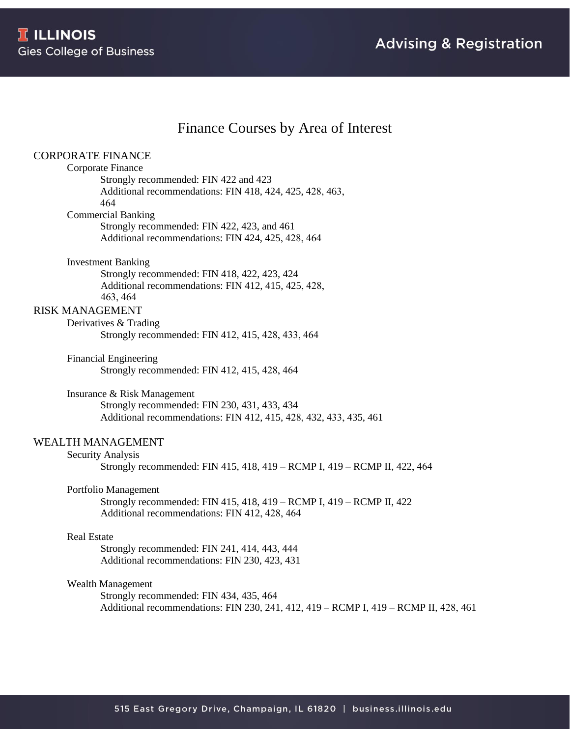# Finance Courses by Area of Interest

## CORPORATE FINANCE

### Corporate Finance

Strongly recommended: FIN 422 and 423
Additional recommendations: FIN 418, 424, 425, 428, 463, 464

### Commercial Banking

Strongly recommended: FIN 422, 423, and 461
Additional recommendations: FIN 424, 425, 428, 464

### Investment Banking

Strongly recommended: FIN 418, 422, 423, 424
Additional recommendations: FIN 412, 415, 425, 428, 463, 464

## RISK MANAGEMENT

### Derivatives & Trading

Strongly recommended: FIN 412, 415, 428, 433, 464

### Financial Engineering

Strongly recommended: FIN 412, 415, 428, 464

### Insurance & Risk Management

Strongly recommended: FIN 230, 431, 433, 434
Additional recommendations: FIN 412, 415, 428, 432, 433, 435, 461

## WEALTH MANAGEMENT

### Security Analysis

Strongly recommended: FIN 415, 418, 419 – RCMP I, 419 – RCMP II, 422, 464

### Portfolio Management

Strongly recommended: FIN 415, 418, 419 – RCMP I, 419 – RCMP II, 422
Additional recommendations: FIN 412, 428, 464

### Real Estate

Strongly recommended: FIN 241, 414, 443, 444
Additional recommendations: FIN 230, 423, 431

### Wealth Management

Strongly recommended: FIN 434, 435, 464
Additional recommendations: FIN 230, 241, 412, 419 – RCMP I, 419 – RCMP II, 428, 461